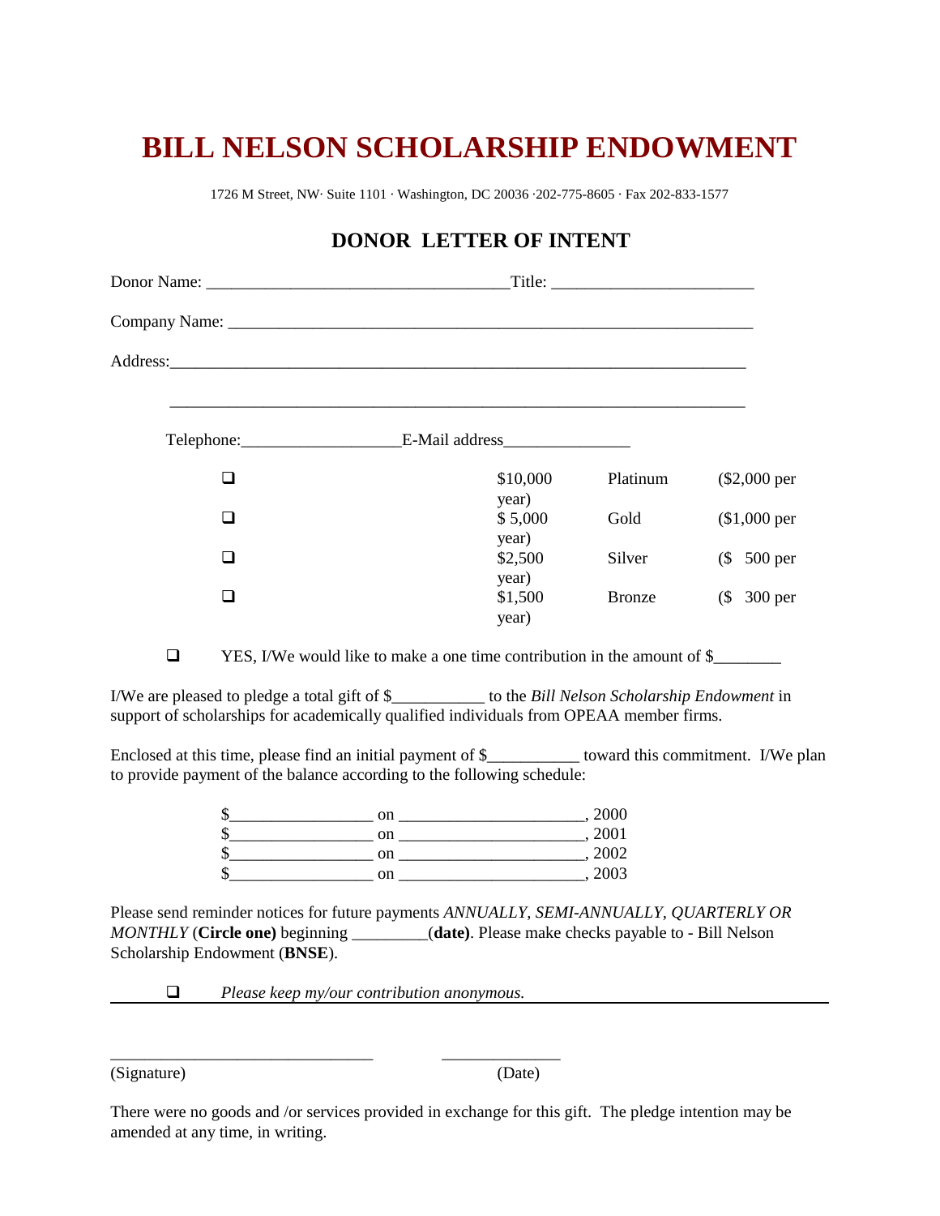## **BILL NELSON SCHOLARSHIP ENDOWMENT**

1726 M Street, NW· Suite 1101 · Washington, DC 20036 ·202-775-8605 · Fax 202-833-1577

## Donor Name: \_\_\_\_\_\_\_\_\_\_\_\_\_\_\_\_\_\_\_\_\_\_\_\_\_\_\_\_\_\_\_\_\_\_\_\_Title: \_\_\_\_\_\_\_\_\_\_\_\_\_\_\_\_\_\_\_\_\_\_\_\_ Company Name: \_\_\_\_\_\_\_\_\_\_\_\_\_\_\_\_\_\_\_\_\_\_\_\_\_\_\_\_\_\_\_\_\_\_\_\_\_\_\_\_\_\_\_\_\_\_\_\_\_\_\_\_\_\_\_\_\_\_\_\_\_\_ Address:\_\_\_\_\_\_\_\_\_\_\_\_\_\_\_\_\_\_\_\_\_\_\_\_\_\_\_\_\_\_\_\_\_\_\_\_\_\_\_\_\_\_\_\_\_\_\_\_\_\_\_\_\_\_\_\_\_\_\_\_\_\_\_\_\_\_\_\_ \_\_\_\_\_\_\_\_\_\_\_\_\_\_\_\_\_\_\_\_\_\_\_\_\_\_\_\_\_\_\_\_\_\_\_\_\_\_\_\_\_\_\_\_\_\_\_\_\_\_\_\_\_\_\_\_\_\_\_\_\_\_\_\_\_\_\_\_ Telephone: E-Mail address  $\Box$  \$10,000 Platinum (\$2,000 per year)  $\bullet$  \$5,000 Gold (\$1,000 per year)  $\Box$  \$2,500 Silver (\$ 500 per year) **1.500 Bronze** (\$ 300 per year)

**DONOR LETTER OF INTENT**

! YES, I/We would like to make a one time contribution in the amount of \$\_\_\_\_\_\_\_\_

I/We are pleased to pledge a total gift of \$\_\_\_\_\_\_\_\_\_\_\_ to the *Bill Nelson Scholarship Endowment* in support of scholarships for academically qualified individuals from OPEAA member firms.

Enclosed at this time, please find an initial payment of \$\_\_\_\_\_\_\_\_\_\_\_ toward this commitment. I/We plan to provide payment of the balance according to the following schedule:

| J  | on | ∠∪          |
|----|----|-------------|
| J  | on | $200^\circ$ |
| ۷D | on | ാറല<br>∠∪   |
| ۷D | on | 200.        |

Please send reminder notices for future payments *ANNUALLY, SEMI-ANNUALLY, QUARTERLY OR MONTHLY* (**Circle one)** beginning \_\_\_\_\_\_\_\_\_(**date)**. Please make checks payable to - Bill Nelson Scholarship Endowment (**BNSE**).

! *Please keep my/our contribution anonymous.*

\_\_\_\_\_\_\_\_\_\_\_\_\_\_\_\_\_\_\_\_\_\_\_\_\_\_\_\_\_\_\_ \_\_\_\_\_\_\_\_\_\_\_\_\_\_

(Signature) (Date)

There were no goods and /or services provided in exchange for this gift. The pledge intention may be amended at any time, in writing.